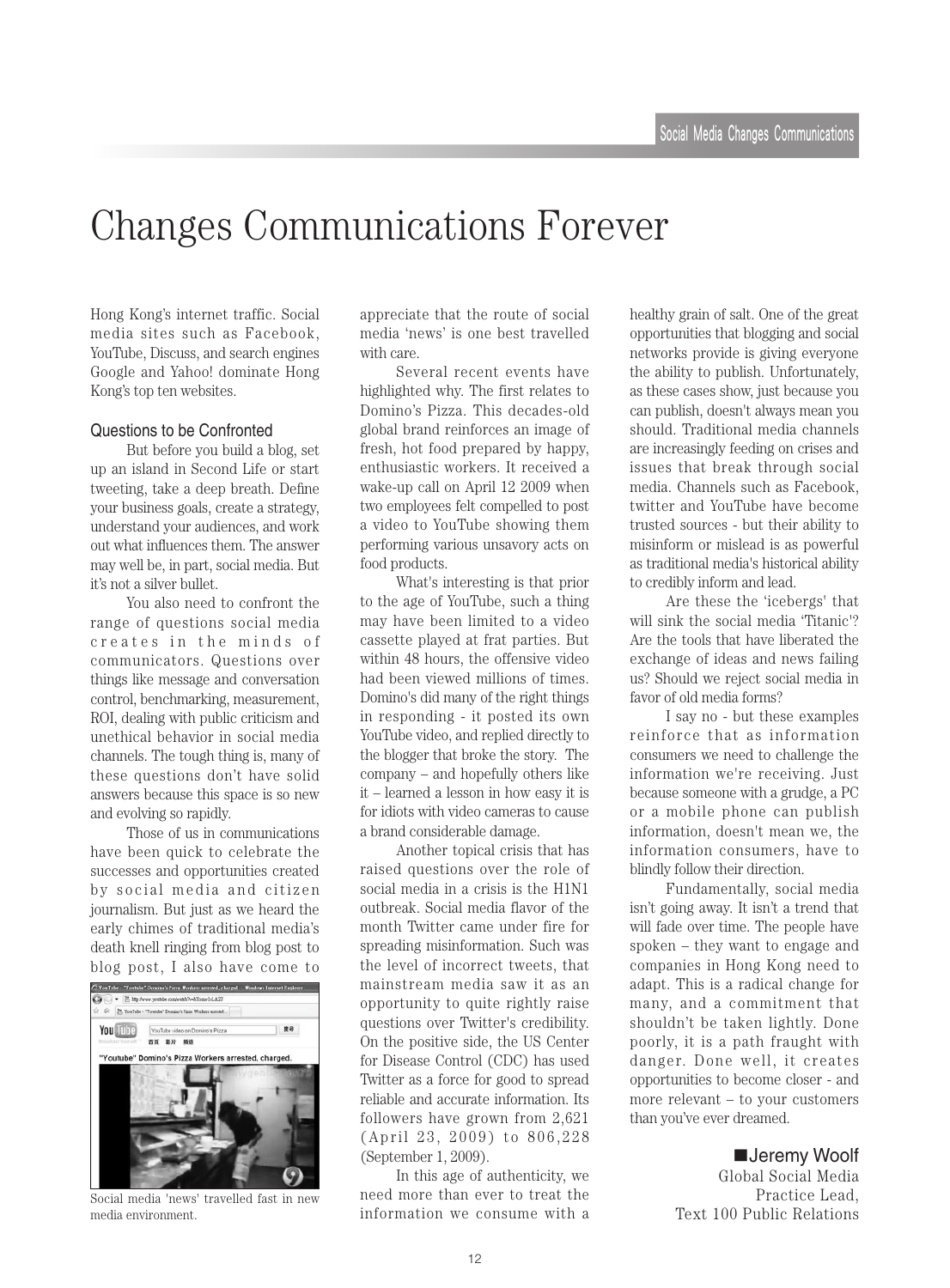# Changes Communications Forever

Hong Kong's internet traffic. Social media sites such as Facebook, YouTube, Discuss, and search engines Google and Yahoo! dominate Hong Kong's top ten websites.

### Questions to be Confronted

But before you build a blog, set up an island in Second Life or start tweeting, take a deep breath. Define your business goals, create a strategy, understand your audiences, and work out what influences them. The answer may well be, in part, social media. But it's not a silver bullet.

You also need to confront the range of questions social media creates in the minds of communicators. Questions over things like message and conversation control, benchmarking, measurement, ROI, dealing with public criticism and unethical behavior in social media channels. The tough thing is, many of these questions don't have solid answers because this space is so new and evolving so rapidly.

Those of us in communications have been quick to celebrate the successes and opportunities created by social media and citizen journalism. But just as we heard the early chimes of traditional media's death knell ringing from blog post to blog post, I also have come to appreciate that the route of social media 'news' is one best travelled with care.

Social media 'news' travelled fast in new media environment.

Several recent events have highlighted why. The first relates to Domino's Pizza. This decades-old global brand reinforces an image of fresh, hot food prepared by happy, enthusiastic workers. It received a wake-up call on April 12 2009 when two employees felt compelled to post a video to YouTube showing them performing various unsavory acts on food products.

What's interesting is that prior to the age of YouTube, such a thing may have been limited to a video cassette played at frat parties. But within 48 hours, the offensive video had been viewed millions of times. Domino's did many of the right things in responding - it posted its own YouTube video, and replied directly to the blogger that broke the story. The company – and hopefully others like it – learned a lesson in how easy it is for idiots with video cameras to cause a brand considerable damage.

Another topical crisis that has raised questions over the role of social media in a crisis is the H1N1 outbreak. Social media flavor of the month Twitter came under fire for spreading misinformation. Such was the level of incorrect tweets, that mainstream media saw it as an opportunity to quite rightly raise questions over Twitter's credibility. On the positive side, the US Center for Disease Control (CDC) has used Twitter as a force for good to spread reliable and accurate information. Its followers have grown from 2,621 (April 23, 2009) to 806,228 (September 1, 2009).

In this age of authenticity, we need more than ever to treat the information we consume with a healthy grain of salt. One of the great opportunities that blogging and social networks provide is giving everyone the ability to publish. Unfortunately, as these cases show, just because you can publish, doesn't always mean you should. Traditional media channels are increasingly feeding on crises and issues that break through social media. Channels such as Facebook, twitter and YouTube have become trusted sources - but their ability to misinform or mislead is as powerful as traditional media's historical ability to credibly inform and lead.

Are these the 'icebergs' that will sink the social media 'Titanic'? Are the tools that have liberated the exchange of ideas and news failing us? Should we reject social media in favor of old media forms?

I say no - but these examples reinforce that as information consumers we need to challenge the information we're receiving. Just because someone with a grudge, a PC or a mobile phone can publish information, doesn't mean we, the information consumers, have to blindly follow their direction.

Fundamentally, social media isn't going away. It isn't a trend that will fade over time. The people have spoken – they want to engage and companies in Hong Kong need to adapt. This is a radical change for many, and a commitment that shouldn't be taken lightly. Done poorly, it is a path fraught with danger. Done well, it creates opportunities to become closer - and more relevant – to your customers than you've ever dreamed.

■Jeremy Woolf
Global Social Media
Practice Lead,
Text 100 Public Relations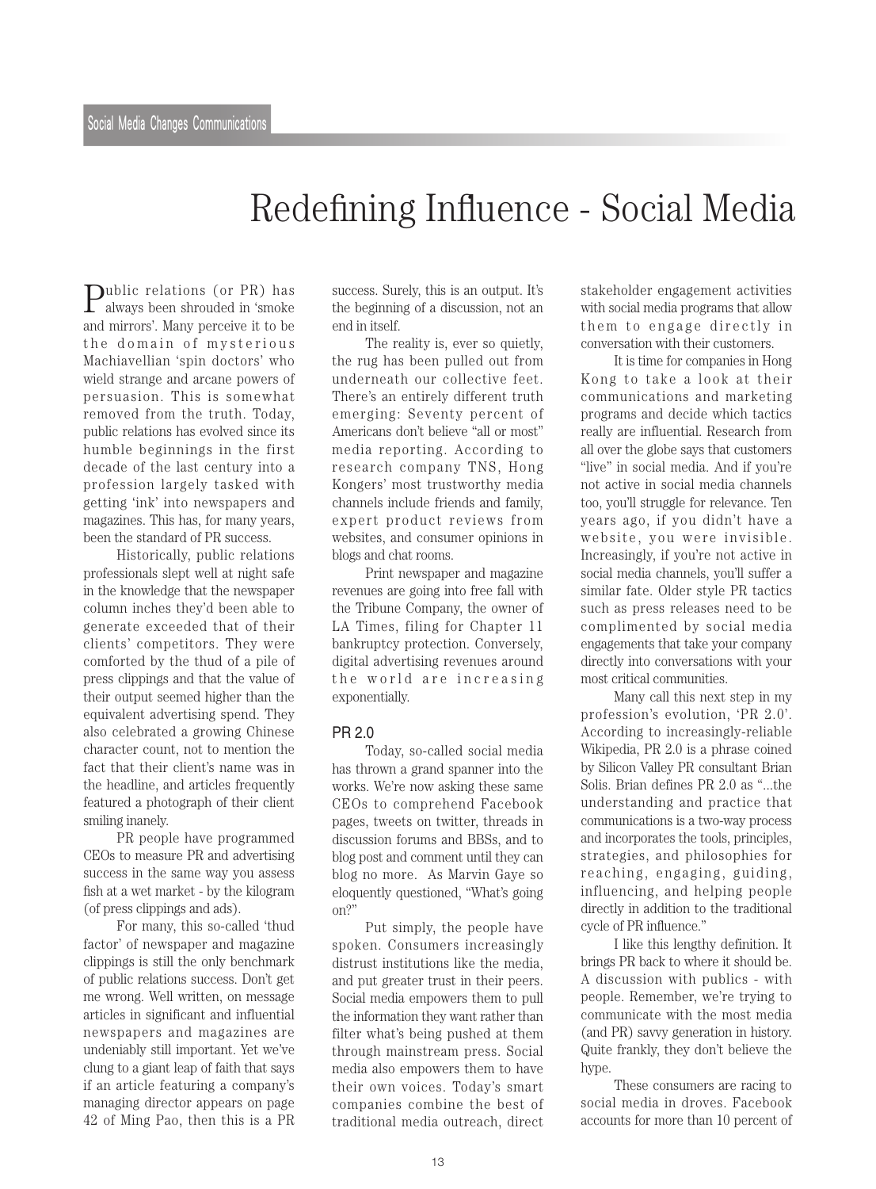# Redefining Influence - Social Media

Public relations (or PR) has always been shrouded in 'smoke and mirrors'. Many perceive it to be the domain of mysterious Machiavellian 'spin doctors' who wield strange and arcane powers of persuasion. This is somewhat removed from the truth. Today, public relations has evolved since its humble beginnings in the first decade of the last century into a profession largely tasked with getting 'ink' into newspapers and magazines. This has, for many years, been the standard of PR success.

Historically, public relations professionals slept well at night safe in the knowledge that the newspaper column inches they'd been able to generate exceeded that of their clients' competitors. They were comforted by the thud of a pile of press clippings and that the value of their output seemed higher than the equivalent advertising spend. They also celebrated a growing Chinese character count, not to mention the fact that their client's name was in the headline, and articles frequently featured a photograph of their client smiling inanely.

PR people have programmed CEOs to measure PR and advertising success in the same way you assess fish at a wet market - by the kilogram (of press clippings and ads).

For many, this so-called 'thud factor' of newspaper and magazine clippings is still the only benchmark of public relations success. Don't get me wrong. Well written, on message articles in significant and influential newspapers and magazines are undeniably still important. Yet we've clung to a giant leap of faith that says if an article featuring a company's managing director appears on page 42 of Ming Pao, then this is a PR success. Surely, this is an output. It's the beginning of a discussion, not an end in itself.

The reality is, ever so quietly, the rug has been pulled out from underneath our collective feet. There's an entirely different truth emerging: Seventy percent of Americans don't believe "all or most" media reporting. According to research company TNS, Hong Kongers' most trustworthy media channels include friends and family, expert product reviews from websites, and consumer opinions in blogs and chat rooms.

Print newspaper and magazine revenues are going into free fall with the Tribune Company, the owner of LA Times, filing for Chapter 11 bankruptcy protection. Conversely, digital advertising revenues around the world are increasing exponentially.

## PR 2.0

Today, so-called social media has thrown a grand spanner into the works. We're now asking these same CEOs to comprehend Facebook pages, tweets on twitter, threads in discussion forums and BBSs, and to blog post and comment until they can blog no more. As Marvin Gaye so eloquently questioned, "What's going on?"

Put simply, the people have spoken. Consumers increasingly distrust institutions like the media, and put greater trust in their peers. Social media empowers them to pull the information they want rather than filter what's being pushed at them through mainstream press. Social media also empowers them to have their own voices. Today's smart companies combine the best of traditional media outreach, direct stakeholder engagement activities with social media programs that allow them to engage directly in conversation with their customers.

It is time for companies in Hong Kong to take a look at their communications and marketing programs and decide which tactics really are influential. Research from all over the globe says that customers "live" in social media. And if you're not active in social media channels too, you'll struggle for relevance. Ten years ago, if you didn't have a website, you were invisible. Increasingly, if you're not active in social media channels, you'll suffer a similar fate. Older style PR tactics such as press releases need to be complimented by social media engagements that take your company directly into conversations with your most critical communities.

Many call this next step in my profession's evolution, 'PR 2.0'. According to increasingly-reliable Wikipedia, PR 2.0 is a phrase coined by Silicon Valley PR consultant Brian Solis. Brian defines PR 2.0 as "...the understanding and practice that communications is a two-way process and incorporates the tools, principles, strategies, and philosophies for reaching, engaging, guiding, influencing, and helping people directly in addition to the traditional cycle of PR influence."

I like this lengthy definition. It brings PR back to where it should be. A discussion with publics - with people. Remember, we're trying to communicate with the most media (and PR) savvy generation in history. Quite frankly, they don't believe the hype.

These consumers are racing to social media in droves. Facebook accounts for more than 10 percent of